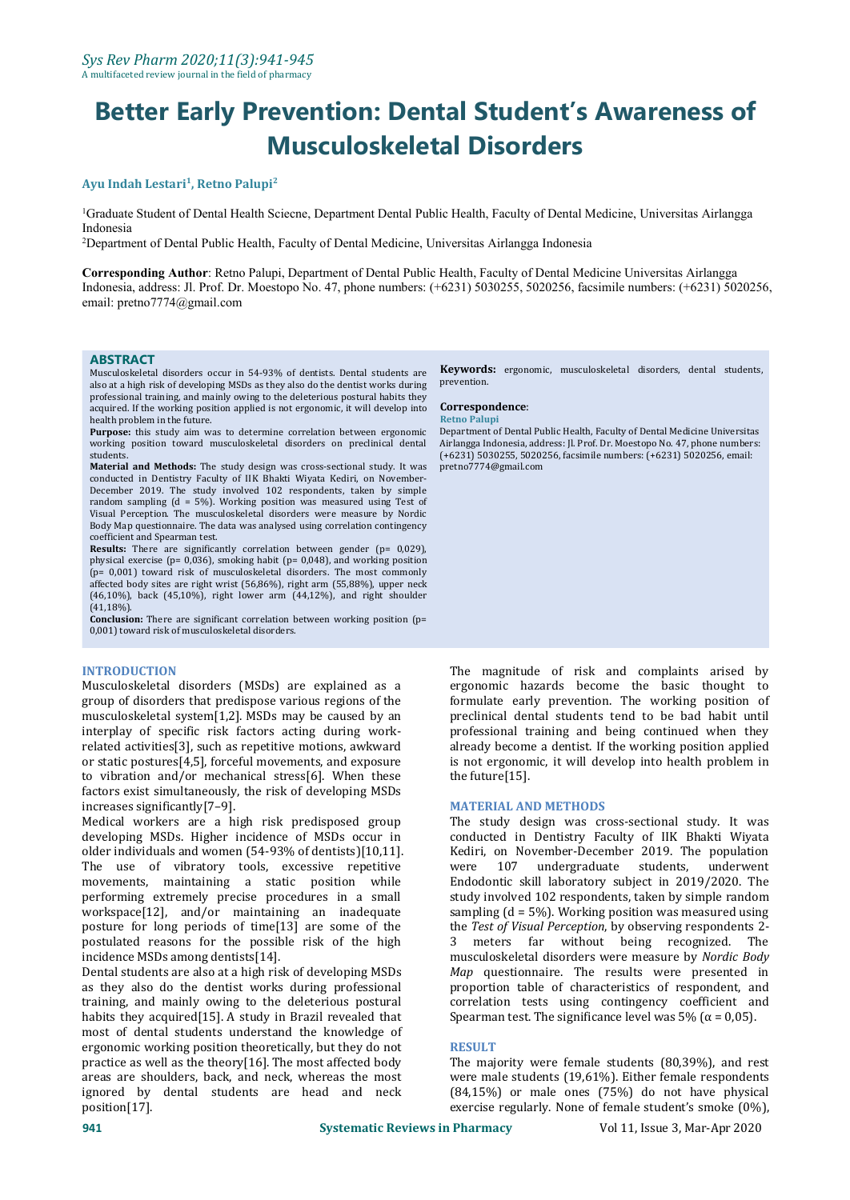# Better Early Prevention: Dental Student's Awareness of Musculoskeletal Disorders

**Ayu Indah Lestari[1], Retno Palupi[2]**

[1]Graduate Student of Dental Health Sciecne, Department Dental Public Health, Faculty of Dental Medicine, Universitas Airlangga Indonesia

[2]Department of Dental Public Health, Faculty of Dental Medicine, Universitas Airlangga Indonesia

**Corresponding Author**: Retno Palupi, Department of Dental Public Health, Faculty of Dental Medicine Universitas Airlangga Indonesia, address: Jl. Prof. Dr. Moestopo No. 47, phone numbers: (+6231) 5030255, 5020256, facsimile numbers: (+6231) 5020256, email: pretno7774@gmail.com

## ABSTRACT

Musculoskeletal disorders occur in 54-93% of dentists. Dental students are also at a high risk of developing MSDs as they also do the dentist works during professional training, and mainly owing to the deleterious postural habits they acquired. If the working position applied is not ergonomic, it will develop into health problem in the future.

**Purpose:** this study aim was to determine correlation between ergonomic working position toward musculoskeletal disorders on preclinical dental students.

**Material and Methods:** The study design was cross-sectional study. It was conducted in Dentistry Faculty of IIK Bhakti Wiyata Kediri, on November-December 2019. The study involved 102 respondents, taken by simple random sampling (d = 5%). Working position was measured using Test of Visual Perception. The musculoskeletal disorders were measure by Nordic Body Map questionnaire. The data was analysed using correlation contingency coefficient and Spearman test.

**Results:** There are significantly correlation between gender (p= 0,029), physical exercise (p= 0,036), smoking habit (p= 0,048), and working position (p= 0,001) toward risk of musculoskeletal disorders. The most commonly affected body sites are right wrist (56,86%), right arm (55,88%), upper neck (46,10%), back (45,10%), right lower arm (44,12%), and right shoulder (41,18%).

**Conclusion:** There are significant correlation between working position (p= 0,001) toward risk of musculoskeletal disorders.

**Keywords:** ergonomic, musculoskeletal disorders, dental students, prevention.

**Correspondence**:
**Retno Palupi**
Department of Dental Public Health, Faculty of Dental Medicine Universitas Airlangga Indonesia, address: Jl. Prof. Dr. Moestopo No. 47, phone numbers: (+6231) 5030255, 5020256, facsimile numbers: (+6231) 5020256, email: pretno7774@gmail.com

## INTRODUCTION

Musculoskeletal disorders (MSDs) are explained as a group of disorders that predispose various regions of the musculoskeletal system[1,2]. MSDs may be caused by an interplay of specific risk factors acting during work-related activities[3], such as repetitive motions, awkward or static postures[4,5], forceful movements, and exposure to vibration and/or mechanical stress[6]. When these factors exist simultaneously, the risk of developing MSDs increases significantly[7–9].

Medical workers are a high risk predisposed group developing MSDs. Higher incidence of MSDs occur in older individuals and women (54-93% of dentists)[10,11]. The use of vibratory tools, excessive repetitive movements, maintaining a static position while performing extremely precise procedures in a small workspace[12], and/or maintaining an inadequate posture for long periods of time[13] are some of the postulated reasons for the possible risk of the high incidence MSDs among dentists[14].

Dental students are also at a high risk of developing MSDs as they also do the dentist works during professional training, and mainly owing to the deleterious postural habits they acquired[15]. A study in Brazil revealed that most of dental students understand the knowledge of ergonomic working position theoretically, but they do not practice as well as the theory[16]. The most affected body areas are shoulders, back, and neck, whereas the most ignored by dental students are head and neck position[17].

The magnitude of risk and complaints arised by ergonomic hazards become the basic thought to formulate early prevention. The working position of preclinical dental students tend to be bad habit until professional training and being continued when they already become a dentist. If the working position applied is not ergonomic, it will develop into health problem in the future[15].

## MATERIAL AND METHODS

The study design was cross-sectional study. It was conducted in Dentistry Faculty of IIK Bhakti Wiyata Kediri, on November-December 2019. The population were 107 undergraduate students, underwent Endodontic skill laboratory subject in 2019/2020. The study involved 102 respondents, taken by simple random sampling (d = 5%). Working position was measured using the *Test of Visual Perception*, by observing respondents 2-3 meters far without being recognized. The musculoskeletal disorders were measure by *Nordic Body Map* questionnaire. The results were presented in proportion table of characteristics of respondent, and correlation tests using contingency coefficient and Spearman test. The significance level was 5% (α = 0,05).

## RESULT

The majority were female students (80,39%), and rest were male students (19,61%). Either female respondents (84,15%) or male ones (75%) do not have physical exercise regularly. None of female student's smoke (0%),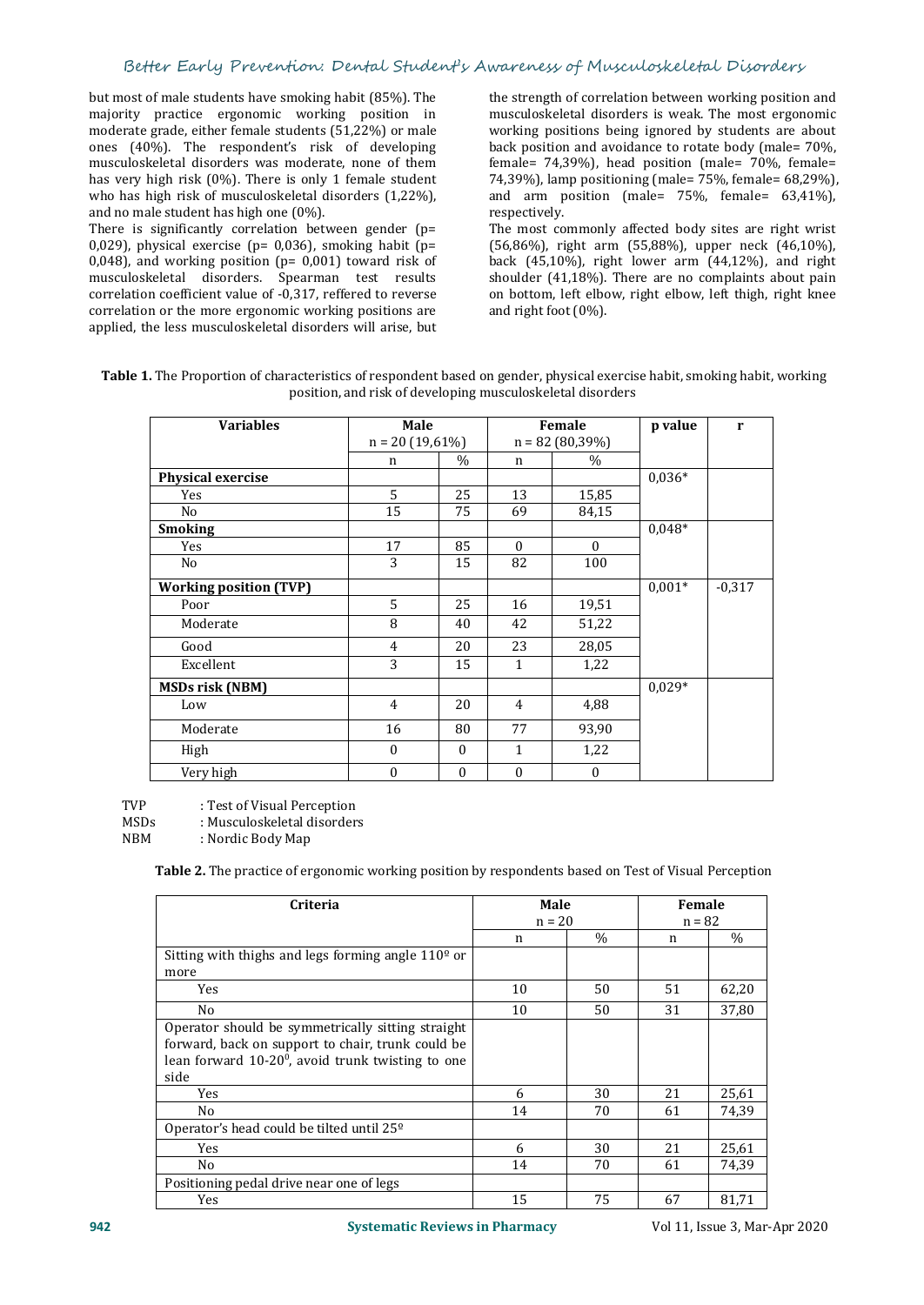but most of male students have smoking habit (85%). The majority practice ergonomic working position in moderate grade, either female students (51,22%) or male ones (40%). The respondent's risk of developing musculoskeletal disorders was moderate, none of them has very high risk (0%). There is only 1 female student who has high risk of musculoskeletal disorders (1,22%), and no male student has high one (0%).

There is significantly correlation between gender (p= 0,029), physical exercise (p= 0,036), smoking habit (p= 0,048), and working position (p= 0,001) toward risk of musculoskeletal disorders. Spearman test results correlation coefficient value of -0,317, reffered to reverse correlation or the more ergonomic working positions are applied, the less musculoskeletal disorders will arise, but the strength of correlation between working position and musculoskeletal disorders is weak. The most ergonomic working positions being ignored by students are about back position and avoidance to rotate body (male= 70%, female= 74,39%), head position (male= 70%, female= 74,39%), lamp positioning (male= 75%, female= 68,29%), and arm position (male= 75%, female= 63,41%), respectively.

The most commonly affected body sites are right wrist (56,86%), right arm (55,88%), upper neck (46,10%), back (45,10%), right lower arm (44,12%), and right shoulder (41,18%). There are no complaints about pain on bottom, left elbow, right elbow, left thigh, right knee and right foot (0%).

**Table 1.** The Proportion of characteristics of respondent based on gender, physical exercise habit, smoking habit, working position, and risk of developing musculoskeletal disorders

| Variables | Male n = 20 (19,61%) | | Female n = 82 (80,39%) | | p value | r |
|---|---|---|---|---|---|---|
| | n | % | n | % | | |
| **Physical exercise** | | | | | 0,036* | |
| Yes | 5 | 25 | 13 | 15,85 | | |
| No | 15 | 75 | 69 | 84,15 | | |
| **Smoking** | | | | | 0,048* | |
| Yes | 17 | 85 | 0 | 0 | | |
| No | 3 | 15 | 82 | 100 | | |
| **Working position (TVP)** | | | | | 0,001* | -0,317 |
| Poor | 5 | 25 | 16 | 19,51 | | |
| Moderate | 8 | 40 | 42 | 51,22 | | |
| Good | 4 | 20 | 23 | 28,05 | | |
| Excellent | 3 | 15 | 1 | 1,22 | | |
| **MSDs risk (NBM)** | | | | | 0,029* | |
| Low | 4 | 20 | 4 | 4,88 | | |
| Moderate | 16 | 80 | 77 | 93,90 | | |
| High | 0 | 0 | 1 | 1,22 | | |
| Very high | 0 | 0 | 0 | 0 | | |

TVP : Test of Visual Perception
MSDs : Musculoskeletal disorders
NBM : Nordic Body Map

**Table 2.** The practice of ergonomic working position by respondents based on Test of Visual Perception

| Criteria | Male n = 20 | | Female n = 82 | |
|---|---|---|---|---|
| | n | % | n | % |
| Sitting with thighs and legs forming angle 110º or more | | | | |
| Yes | 10 | 50 | 51 | 62,20 |
| No | 10 | 50 | 31 | 37,80 |
| Operator should be symmetrically sitting straight forward, back on support to chair, trunk could be lean forward 10-20$^0$, avoid trunk twisting to one side | | | | |
| Yes | 6 | 30 | 21 | 25,61 |
| No | 14 | 70 | 61 | 74,39 |
| Operator's head could be tilted until 25º | | | | |
| Yes | 6 | 30 | 21 | 25,61 |
| No | 14 | 70 | 61 | 74,39 |
| Positioning pedal drive near one of legs | | | | |
| Yes | 15 | 75 | 67 | 81,71 |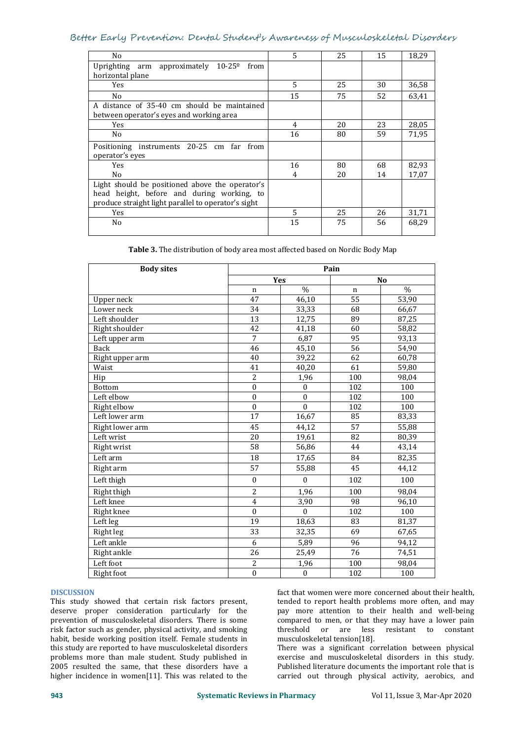| | | | | |
|---|---|---|---|---|
| No | 5 | 25 | 15 | 18,29 |
| Uprighting arm approximately 10-25º from horizontal plane | | | | |
| Yes | 5 | 25 | 30 | 36,58 |
| No | 15 | 75 | 52 | 63,41 |
| A distance of 35-40 cm should be maintained between operator's eyes and working area | | | | |
| Yes | 4 | 20 | 23 | 28,05 |
| No | 16 | 80 | 59 | 71,95 |
| Positioning instruments 20-25 cm far from operator's eyes | | | | |
| Yes | 16 | 80 | 68 | 82,93 |
| No | 4 | 20 | 14 | 17,07 |
| Light should be positioned above the operator's head height, before and during working, to produce straight light parallel to operator's sight | | | | |
| Yes | 5 | 25 | 26 | 31,71 |
| No | 15 | 75 | 56 | 68,29 |

**Table 3.** The distribution of body area most affected based on Nordic Body Map

| Body sites | Pain | | | |
|---|---|---|---|---|
| | Yes | | No | |
| | n | % | n | % |
| Upper neck | 47 | 46,10 | 55 | 53,90 |
| Lower neck | 34 | 33,33 | 68 | 66,67 |
| Left shoulder | 13 | 12,75 | 89 | 87,25 |
| Right shoulder | 42 | 41,18 | 60 | 58,82 |
| Left upper arm | 7 | 6,87 | 95 | 93,13 |
| Back | 46 | 45,10 | 56 | 54,90 |
| Right upper arm | 40 | 39,22 | 62 | 60,78 |
| Waist | 41 | 40,20 | 61 | 59,80 |
| Hip | 2 | 1,96 | 100 | 98,04 |
| Bottom | 0 | 0 | 102 | 100 |
| Left elbow | 0 | 0 | 102 | 100 |
| Right elbow | 0 | 0 | 102 | 100 |
| Left lower arm | 17 | 16,67 | 85 | 83,33 |
| Right lower arm | 45 | 44,12 | 57 | 55,88 |
| Left wrist | 20 | 19,61 | 82 | 80,39 |
| Right wrist | 58 | 56,86 | 44 | 43,14 |
| Left arm | 18 | 17,65 | 84 | 82,35 |
| Right arm | 57 | 55,88 | 45 | 44,12 |
| Left thigh | 0 | 0 | 102 | 100 |
| Right thigh | 2 | 1,96 | 100 | 98,04 |
| Left knee | 4 | 3,90 | 98 | 96,10 |
| Right knee | 0 | 0 | 102 | 100 |
| Left leg | 19 | 18,63 | 83 | 81,37 |
| Right leg | 33 | 32,35 | 69 | 67,65 |
| Left ankle | 6 | 5,89 | 96 | 94,12 |
| Right ankle | 26 | 25,49 | 76 | 74,51 |
| Left foot | 2 | 1,96 | 100 | 98,04 |
| Right foot | 0 | 0 | 102 | 100 |

## DISCUSSION

This study showed that certain risk factors present, deserve proper consideration particularly for the prevention of musculoskeletal disorders. There is some risk factor such as gender, physical activity, and smoking habit, beside working position itself. Female students in this study are reported to have musculoskeletal disorders problems more than male student. Study published in 2005 resulted the same, that these disorders have a higher incidence in women[11]. This was related to the fact that women were more concerned about their health, tended to report health problems more often, and may pay more attention to their health and well-being compared to men, or that they may have a lower pain threshold or are less resistant to constant musculoskeletal tension[18].

There was a significant correlation between physical exercise and musculoskeletal disorders in this study. Published literature documents the important role that is carried out through physical activity, aerobics, and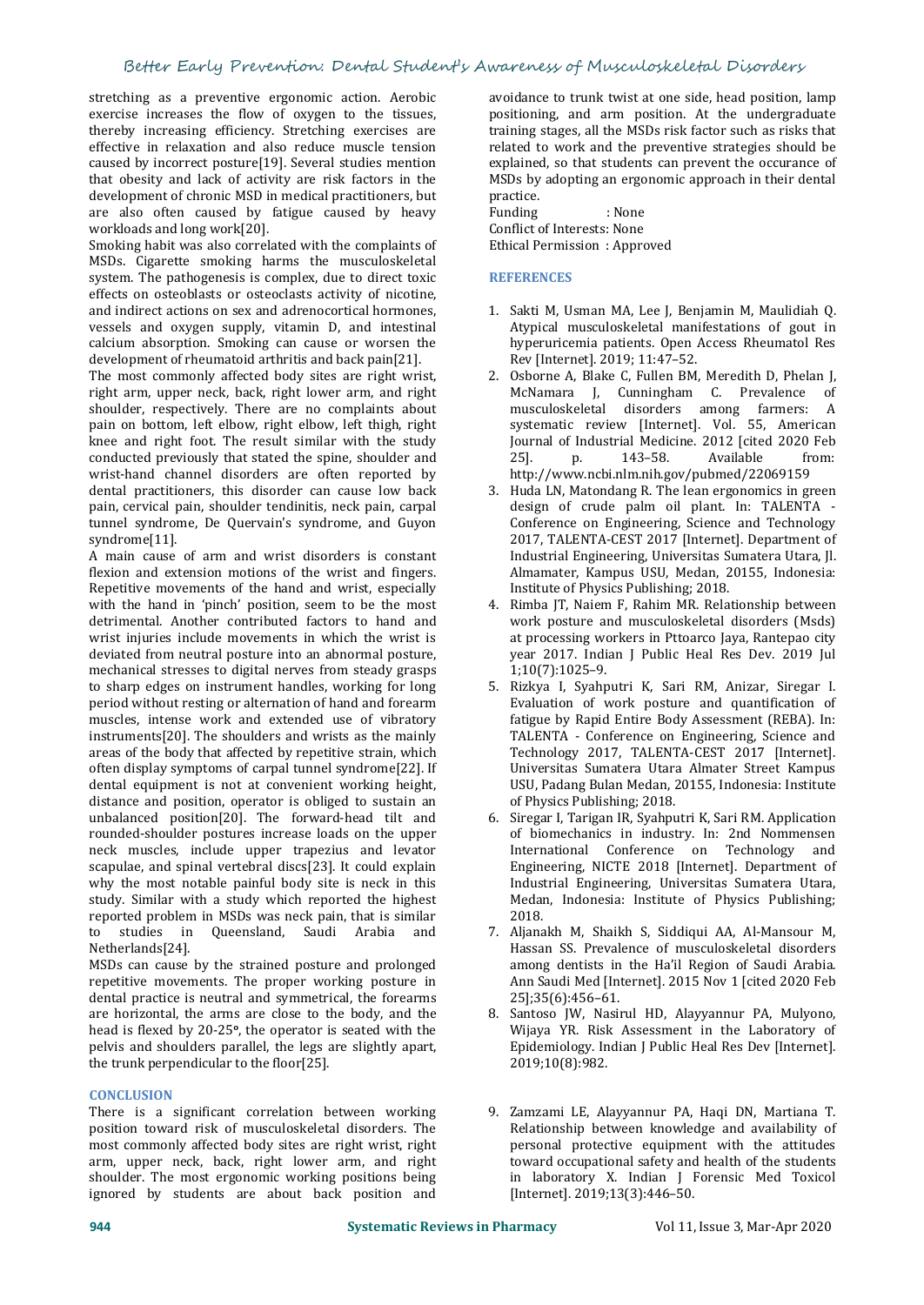stretching as a preventive ergonomic action. Aerobic exercise increases the flow of oxygen to the tissues, thereby increasing efficiency. Stretching exercises are effective in relaxation and also reduce muscle tension caused by incorrect posture[19]. Several studies mention that obesity and lack of activity are risk factors in the development of chronic MSD in medical practitioners, but are also often caused by fatigue caused by heavy workloads and long work[20].

Smoking habit was also correlated with the complaints of MSDs. Cigarette smoking harms the musculoskeletal system. The pathogenesis is complex, due to direct toxic effects on osteoblasts or osteoclasts activity of nicotine, and indirect actions on sex and adrenocortical hormones, vessels and oxygen supply, vitamin D, and intestinal calcium absorption. Smoking can cause or worsen the development of rheumatoid arthritis and back pain[21].

The most commonly affected body sites are right wrist, right arm, upper neck, back, right lower arm, and right shoulder, respectively. There are no complaints about pain on bottom, left elbow, right elbow, left thigh, right knee and right foot. The result similar with the study conducted previously that stated the spine, shoulder and wrist-hand channel disorders are often reported by dental practitioners, this disorder can cause low back pain, cervical pain, shoulder tendinitis, neck pain, carpal tunnel syndrome, De Quervain's syndrome, and Guyon syndrome[11].

A main cause of arm and wrist disorders is constant flexion and extension motions of the wrist and fingers. Repetitive movements of the hand and wrist, especially with the hand in 'pinch' position, seem to be the most detrimental. Another contributed factors to hand and wrist injuries include movements in which the wrist is deviated from neutral posture into an abnormal posture, mechanical stresses to digital nerves from steady grasps to sharp edges on instrument handles, working for long period without resting or alternation of hand and forearm muscles, intense work and extended use of vibratory instruments[20]. The shoulders and wrists as the mainly areas of the body that affected by repetitive strain, which often display symptoms of carpal tunnel syndrome[22]. If dental equipment is not at convenient working height, distance and position, operator is obliged to sustain an unbalanced position[20]. The forward-head tilt and rounded-shoulder postures increase loads on the upper neck muscles, include upper trapezius and levator scapulae, and spinal vertebral discs[23]. It could explain why the most notable painful body site is neck in this study. Similar with a study which reported the highest reported problem in MSDs was neck pain, that is similar to studies in Queensland, Saudi Arabia and Netherlands[24].

MSDs can cause by the strained posture and prolonged repetitive movements. The proper working posture in dental practice is neutral and symmetrical, the forearms are horizontal, the arms are close to the body, and the head is flexed by 20-25°, the operator is seated with the pelvis and shoulders parallel, the legs are slightly apart, the trunk perpendicular to the floor[25].

## CONCLUSION

There is a significant correlation between working position toward risk of musculoskeletal disorders. The most commonly affected body sites are right wrist, right arm, upper neck, back, right lower arm, and right shoulder. The most ergonomic working positions being ignored by students are about back position and avoidance to trunk twist at one side, head position, lamp positioning, and arm position. At the undergraduate training stages, all the MSDs risk factor such as risks that related to work and the preventive strategies should be explained, so that students can prevent the occurance of MSDs by adopting an ergonomic approach in their dental practice.

Funding : None
Conflict of Interests: None
Ethical Permission : Approved

## REFERENCES

1. Sakti M, Usman MA, Lee J, Benjamin M, Maulidiah Q. Atypical musculoskeletal manifestations of gout in hyperuricemia patients. Open Access Rheumatol Res Rev [Internet]. 2019; 11:47–52.
2. Osborne A, Blake C, Fullen BM, Meredith D, Phelan J, McNamara J, Cunningham C. Prevalence of musculoskeletal disorders among farmers: A systematic review [Internet]. Vol. 55, American Journal of Industrial Medicine. 2012 [cited 2020 Feb 25]. p. 143–58. Available from: http://www.ncbi.nlm.nih.gov/pubmed/22069159
3. Huda LN, Matondang R. The lean ergonomics in green design of crude palm oil plant. In: TALENTA - Conference on Engineering, Science and Technology 2017, TALENTA-CEST 2017 [Internet]. Department of Industrial Engineering, Universitas Sumatera Utara, Jl. Almamater, Kampus USU, Medan, 20155, Indonesia: Institute of Physics Publishing; 2018.
4. Rimba JT, Naiem F, Rahim MR. Relationship between work posture and musculoskeletal disorders (Msds) at processing workers in Pttoarco Jaya, Rantepao city year 2017. Indian J Public Heal Res Dev. 2019 Jul 1;10(7):1025–9.
5. Rizkya I, Syahputri K, Sari RM, Anizar, Siregar I. Evaluation of work posture and quantification of fatigue by Rapid Entire Body Assessment (REBA). In: TALENTA - Conference on Engineering, Science and Technology 2017, TALENTA-CEST 2017 [Internet]. Universitas Sumatera Utara Almater Street Kampus USU, Padang Bulan Medan, 20155, Indonesia: Institute of Physics Publishing; 2018.
6. Siregar I, Tarigan IR, Syahputri K, Sari RM. Application of biomechanics in industry. In: 2nd Nommensen International Conference on Technology and Engineering, NICTE 2018 [Internet]. Department of Industrial Engineering, Universitas Sumatera Utara, Medan, Indonesia: Institute of Physics Publishing; 2018.
7. Aljanakh M, Shaikh S, Siddiqui AA, Al-Mansour M, Hassan SS. Prevalence of musculoskeletal disorders among dentists in the Ha'il Region of Saudi Arabia. Ann Saudi Med [Internet]. 2015 Nov 1 [cited 2020 Feb 25];35(6):456–61.
8. Santoso JW, Nasirul HD, Alayyannur PA, Mulyono, Wijaya YR. Risk Assessment in the Laboratory of Epidemiology. Indian J Public Heal Res Dev [Internet]. 2019;10(8):982.
9. Zamzami LE, Alayyannur PA, Haqi DN, Martiana T. Relationship between knowledge and availability of personal protective equipment with the attitudes toward occupational safety and health of the students in laboratory X. Indian J Forensic Med Toxicol [Internet]. 2019;13(3):446–50.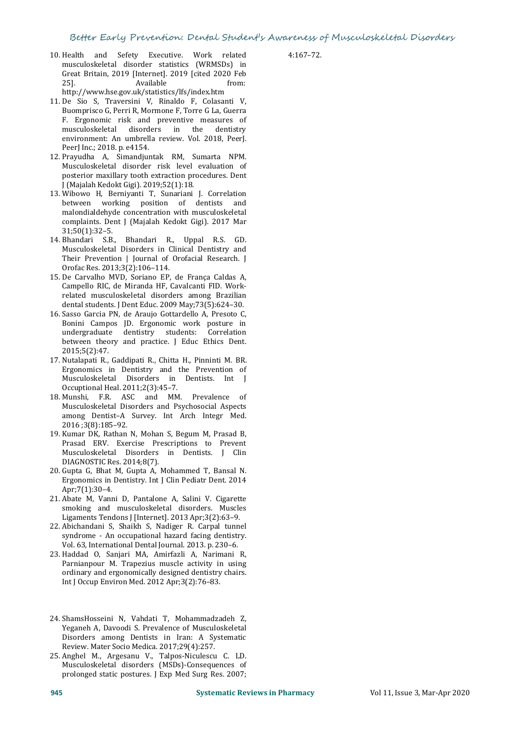10. Health and Sefety Executive. Work related musculoskeletal disorder statistics (WRMSDs) in Great Britain, 2019 [Internet]. 2019 [cited 2020 Feb 25]. Available from: http://www.hse.gov.uk/statistics/lfs/index.htm
11. De Sio S, Traversini V, Rinaldo F, Colasanti V, Buomprisco G, Perri R, Mormone F, Torre G La, Guerra F. Ergonomic risk and preventive measures of musculoskeletal disorders in the dentistry environment: An umbrella review. Vol. 2018, PeerJ. PeerJ Inc.; 2018. p. e4154.
12. Prayudha A, Simandjuntak RM, Sumarta NPM. Musculoskeletal disorder risk level evaluation of posterior maxillary tooth extraction procedures. Dent J (Majalah Kedokt Gigi). 2019;52(1):18.
13. Wibowo H, Berniyanti T, Sunariani J. Correlation between working position of dentists and malondialdehyde concentration with musculoskeletal complaints. Dent J (Majalah Kedokt Gigi). 2017 Mar 31;50(1):32–5.
14. Bhandari S.B., Bhandari R., Uppal R.S. GD. Musculoskeletal Disorders in Clinical Dentistry and Their Prevention | Journal of Orofacial Research. J Orofac Res. 2013;3(2):106–114.
15. De Carvalho MVD, Soriano EP, de França Caldas A, Campello RIC, de Miranda HF, Cavalcanti FID. Work-related musculoskeletal disorders among Brazilian dental students. J Dent Educ. 2009 May;73(5):624–30.
16. Sasso Garcia PN, de Araujo Gottardello A, Presoto C, Bonini Campos JD. Ergonomic work posture in undergraduate dentistry students: Correlation between theory and practice. J Educ Ethics Dent. 2015;5(2):47.
17. Nutalapati R., Gaddipati R., Chitta H., Pinninti M. BR. Ergonomics in Dentistry and the Prevention of Musculoskeletal Disorders in Dentists. Int J Occuptional Heal. 2011;2(3):45–7.
18. Munshi, F.R. ASC and MM. Prevalence of Musculoskeletal Disorders and Psychosocial Aspects among Dentist–A Survey. Int Arch Integr Med. 2016 ;3(8):185–92.
19. Kumar DK, Rathan N, Mohan S, Begum M, Prasad B, Prasad ERV. Exercise Prescriptions to Prevent Musculoskeletal Disorders in Dentists. J Clin DIAGNOSTIC Res. 2014;8(7).
20. Gupta G, Bhat M, Gupta A, Mohammed T, Bansal N. Ergonomics in Dentistry. Int J Clin Pediatr Dent. 2014 Apr;7(1):30–4.
21. Abate M, Vanni D, Pantalone A, Salini V. Cigarette smoking and musculoskeletal disorders. Muscles Ligaments Tendons J [Internet]. 2013 Apr;3(2):63–9.
22. Abichandani S, Shaikh S, Nadiger R. Carpal tunnel syndrome - An occupational hazard facing dentistry. Vol. 63, International Dental Journal. 2013. p. 230–6.
23. Haddad O, Sanjari MA, Amirfazli A, Narimani R, Parnianpour M. Trapezius muscle activity in using ordinary and ergonomically designed dentistry chairs. Int J Occup Environ Med. 2012 Apr;3(2):76–83.
24. ShamsHosseini N, Vahdati T, Mohammadzadeh Z, Yeganeh A, Davoodi S. Prevalence of Musculoskeletal Disorders among Dentists in Iran: A Systematic Review. Mater Socio Medica. 2017;29(4):257.
25. Anghel M., Argesanu V., Talpos-Niculescu C. LD. Musculoskeletal disorders (MSDs)-Consequences of prolonged static postures. J Exp Med Surg Res. 2007; 4:167–72.